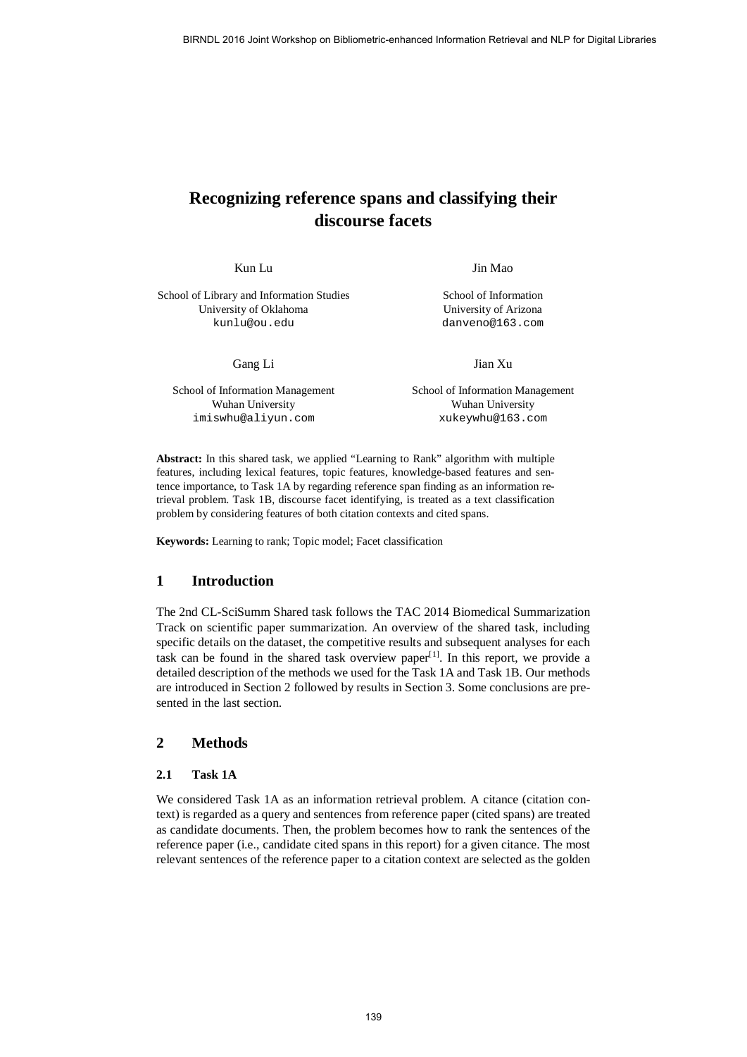# Recognizing reference spans and classifying their discourse facets

Kun Lu

School of Library and Information Studies
University of Oklahoma
kunlu@ou.edu

Jin Mao

School of Information
University of Arizona
danveno@163.com

Gang Li

School of Information Management
Wuhan University
imiswhu@aliyun.com

Jian Xu

School of Information Management
Wuhan University
xukeywhu@163.com

**Abstract:** In this shared task, we applied "Learning to Rank" algorithm with multiple features, including lexical features, topic features, knowledge-based features and sentence importance, to Task 1A by regarding reference span finding as an information retrieval problem. Task 1B, discourse facet identifying, is treated as a text classification problem by considering features of both citation contexts and cited spans.

**Keywords:** Learning to rank; Topic model; Facet classification

## 1 Introduction

The 2nd CL-SciSumm Shared task follows the TAC 2014 Biomedical Summarization Track on scientific paper summarization. An overview of the shared task, including specific details on the dataset, the competitive results and subsequent analyses for each task can be found in the shared task overview paper[1]. In this report, we provide a detailed description of the methods we used for the Task 1A and Task 1B. Our methods are introduced in Section 2 followed by results in Section 3. Some conclusions are presented in the last section.

## 2 Methods

### 2.1 Task 1A

We considered Task 1A as an information retrieval problem. A citance (citation context) is regarded as a query and sentences from reference paper (cited spans) are treated as candidate documents. Then, the problem becomes how to rank the sentences of the reference paper (i.e., candidate cited spans in this report) for a given citance. The most relevant sentences of the reference paper to a citation context are selected as the golden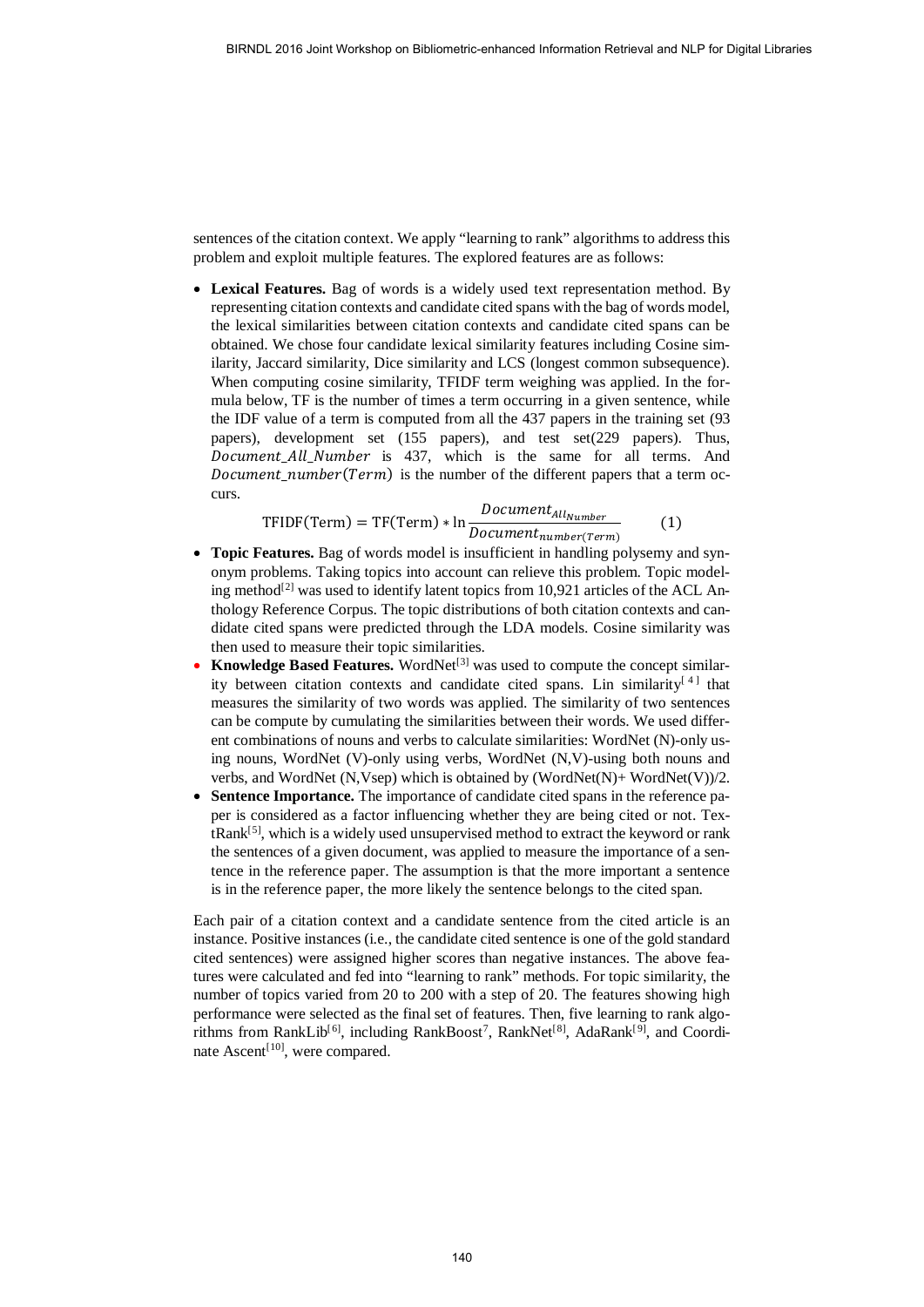sentences of the citation context. We apply "learning to rank" algorithms to address this problem and exploit multiple features. The explored features are as follows:

- **Lexical Features.** Bag of words is a widely used text representation method. By representing citation contexts and candidate cited spans with the bag of words model, the lexical similarities between citation contexts and candidate cited spans can be obtained. We chose four candidate lexical similarity features including Cosine similarity, Jaccard similarity, Dice similarity and LCS (longest common subsequence). When computing cosine similarity, TFIDF term weighing was applied. In the formula below, TF is the number of times a term occurring in a given sentence, while the IDF value of a term is computed from all the 437 papers in the training set (93 papers), development set (155 papers), and test set(229 papers). Thus, $Document\_All\_Number$ is 437, which is the same for all terms. And $Document\_number(Term)$ is the number of the different papers that a term occurs.

$$\text{TFIDF(Term)} = \text{TF(Term)} * \ln \frac{Document_{All_{Number}}}{Document_{number(Term)}} \qquad (1)$$

- **Topic Features.** Bag of words model is insufficient in handling polysemy and synonym problems. Taking topics into account can relieve this problem. Topic modeling method[2] was used to identify latent topics from 10,921 articles of the ACL Anthology Reference Corpus. The topic distributions of both citation contexts and candidate cited spans were predicted through the LDA models. Cosine similarity was then used to measure their topic similarities.
- **Knowledge Based Features.** WordNet[3] was used to compute the concept similarity between citation contexts and candidate cited spans. Lin similarity[4] that measures the similarity of two words was applied. The similarity of two sentences can be compute by cumulating the similarities between their words. We used different combinations of nouns and verbs to calculate similarities: WordNet (N)-only using nouns, WordNet (V)-only using verbs, WordNet (N,V)-using both nouns and verbs, and WordNet (N,Vsep) which is obtained by (WordNet(N)+ WordNet(V))/2.
- **Sentence Importance.** The importance of candidate cited spans in the reference paper is considered as a factor influencing whether they are being cited or not. TextRank[5], which is a widely used unsupervised method to extract the keyword or rank the sentences of a given document, was applied to measure the importance of a sentence in the reference paper. The assumption is that the more important a sentence is in the reference paper, the more likely the sentence belongs to the cited span.

Each pair of a citation context and a candidate sentence from the cited article is an instance. Positive instances (i.e., the candidate cited sentence is one of the gold standard cited sentences) were assigned higher scores than negative instances. The above features were calculated and fed into "learning to rank" methods. For topic similarity, the number of topics varied from 20 to 200 with a step of 20. The features showing high performance were selected as the final set of features. Then, five learning to rank algorithms from RankLib[6], including RankBoost[7], RankNet[8], AdaRank[9], and Coordinate Ascent[10], were compared.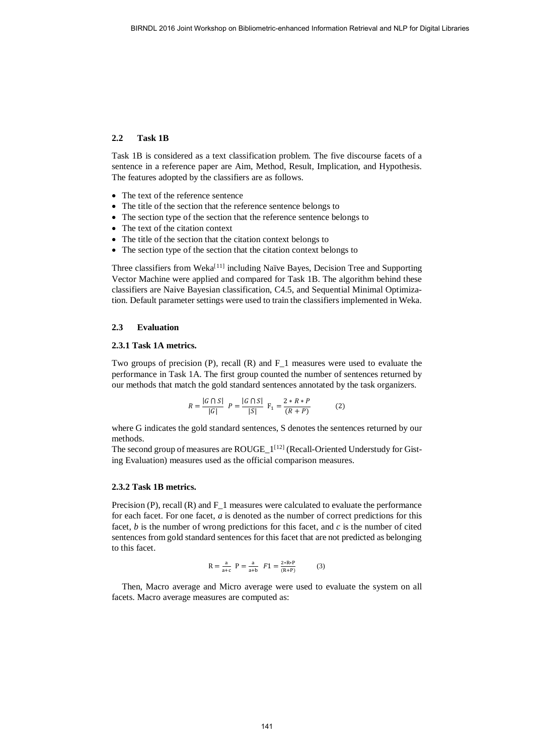### 2.2 Task 1B

Task 1B is considered as a text classification problem. The five discourse facets of a sentence in a reference paper are Aim, Method, Result, Implication, and Hypothesis. The features adopted by the classifiers are as follows.

- The text of the reference sentence
- The title of the section that the reference sentence belongs to
- The section type of the section that the reference sentence belongs to
- The text of the citation context
- The title of the section that the citation context belongs to
- The section type of the section that the citation context belongs to

Three classifiers from Weka[11] including Naïve Bayes, Decision Tree and Supporting Vector Machine were applied and compared for Task 1B. The algorithm behind these classifiers are Naive Bayesian classification, C4.5, and Sequential Minimal Optimization. Default parameter settings were used to train the classifiers implemented in Weka.

### 2.3 Evaluation

#### 2.3.1 Task 1A metrics.

Two groups of precision (P), recall (R) and F_1 measures were used to evaluate the performance in Task 1A. The first group counted the number of sentences returned by our methods that match the gold standard sentences annotated by the task organizers.

$$R = \frac{|G \cap S|}{|G|} \quad P = \frac{|G \cap S|}{|S|} \quad F_1 = \frac{2 * R * P}{(R + P)} \qquad (2)$$

where G indicates the gold standard sentences, S denotes the sentences returned by our methods.
The second group of measures are ROUGE_1[12] (Recall-Oriented Understudy for Gisting Evaluation) measures used as the official comparison measures.

#### 2.3.2 Task 1B metrics.

Precision (P), recall (R) and F_1 measures were calculated to evaluate the performance for each facet. For one facet, *a* is denoted as the number of correct predictions for this facet, *b* is the number of wrong predictions for this facet, and *c* is the number of cited sentences from gold standard sentences for this facet that are not predicted as belonging to this facet.

$$R = \frac{a}{a+c} \quad P = \frac{a}{a+b} \quad F1 = \frac{2*R*P}{(R+P)} \qquad (3)$$

Then, Macro average and Micro average were used to evaluate the system on all facets. Macro average measures are computed as: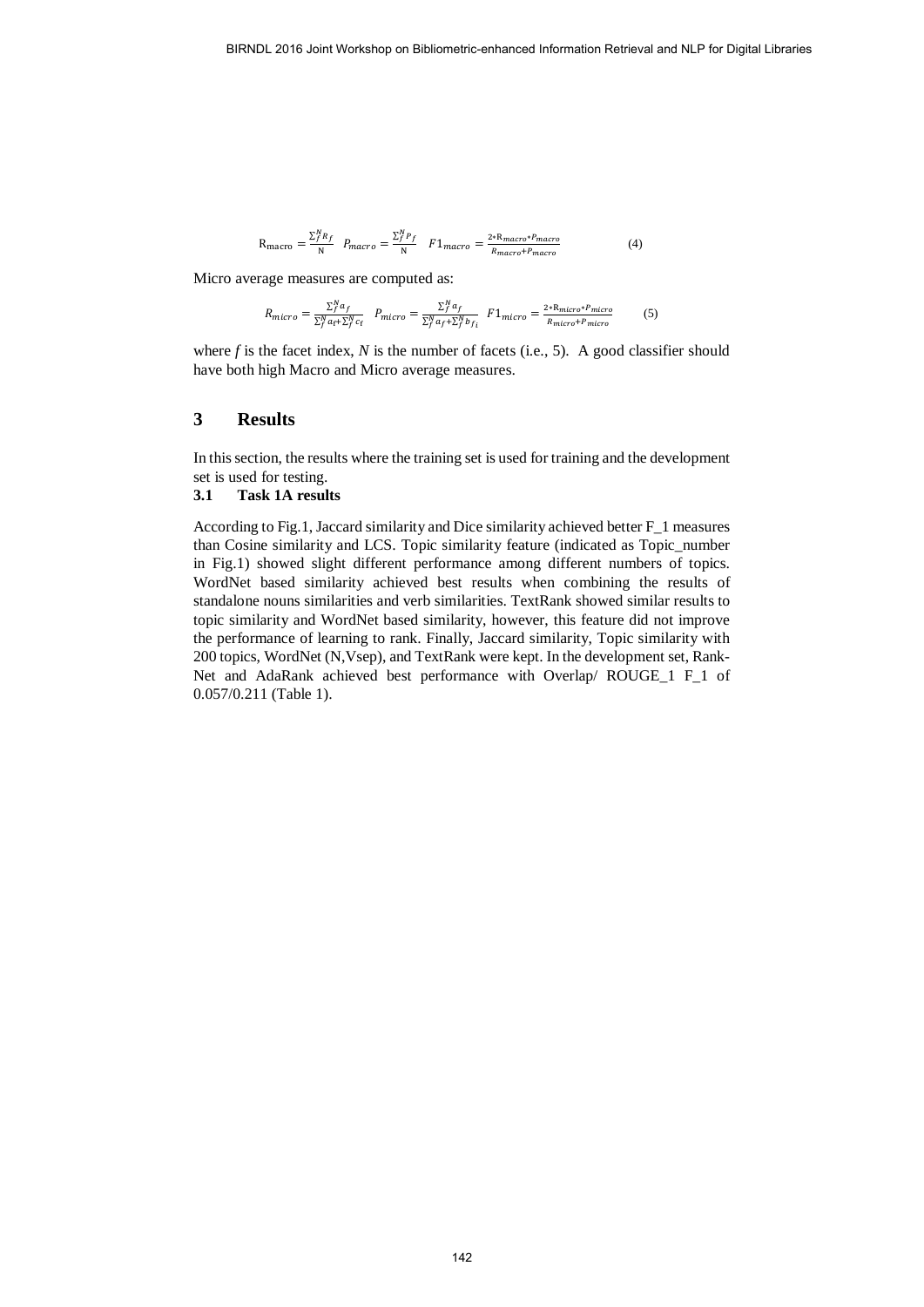$$\mathrm{R}_{\mathrm{macro}} = \frac{\sum_f^N R_f}{\mathrm{N}} \quad P_{macro} = \frac{\sum_f^N P_f}{\mathrm{N}} \quad F1_{macro} = \frac{2 * \mathrm{R}_{macro} * P_{macro}}{R_{macro} + P_{macro}} \tag{4}$$

Micro average measures are computed as:

$$R_{micro} = \frac{\sum_f^N a_f}{\sum_f^N a_f + \sum_f^N c_f} \quad P_{micro} = \frac{\sum_f^N a_f}{\sum_f^N a_f + \sum_f^N b_{f_i}} \quad F1_{micro} = \frac{2 * \mathrm{R}_{micro} * P_{micro}}{R_{micro} + P_{micro}} \tag{5}$$

where $f$ is the facet index, $N$ is the number of facets (i.e., 5). A good classifier should have both high Macro and Micro average measures.

## 3 Results

In this section, the results where the training set is used for training and the development set is used for testing.

### 3.1 Task 1A results

According to Fig.1, Jaccard similarity and Dice similarity achieved better F_1 measures than Cosine similarity and LCS. Topic similarity feature (indicated as Topic_number in Fig.1) showed slight different performance among different numbers of topics. WordNet based similarity achieved best results when combining the results of standalone nouns similarities and verb similarities. TextRank showed similar results to topic similarity and WordNet based similarity, however, this feature did not improve the performance of learning to rank. Finally, Jaccard similarity, Topic similarity with 200 topics, WordNet (N,Vsep), and TextRank were kept. In the development set, RankNet and AdaRank achieved best performance with Overlap/ ROUGE_1 F_1 of 0.057/0.211 (Table 1).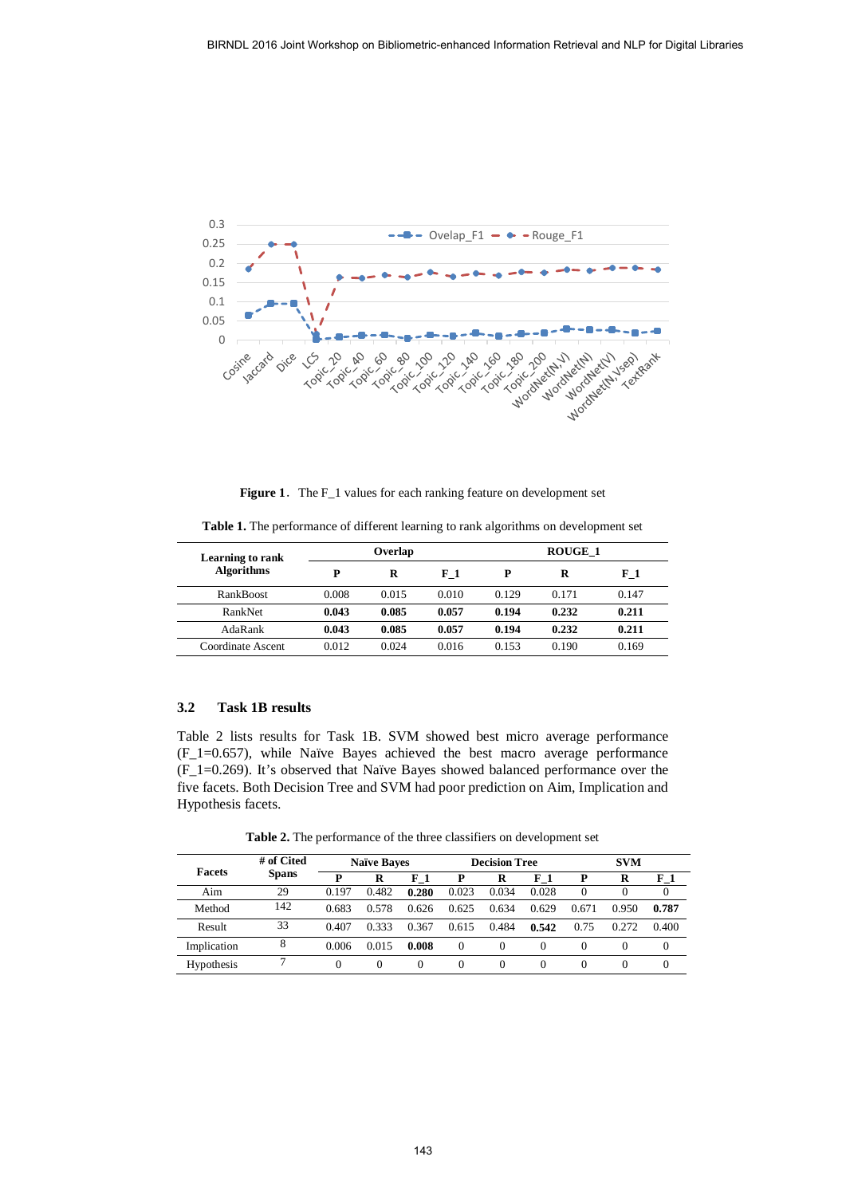**Figure 1**. The F_1 values for each ranking feature on development set

**Table 1.** The performance of different learning to rank algorithms on development set

| Learning to rank Algorithms | Overlap | | | ROUGE_1 | | |
|---|---|---|---|---|---|---|
| | **P** | **R** | **F_1** | **P** | **R** | **F_1** |
| RankBoost | 0.008 | 0.015 | 0.010 | 0.129 | 0.171 | 0.147 |
| RankNet | **0.043** | **0.085** | **0.057** | **0.194** | **0.232** | **0.211** |
| AdaRank | **0.043** | **0.085** | **0.057** | **0.194** | **0.232** | **0.211** |
| Coordinate Ascent | 0.012 | 0.024 | 0.016 | 0.153 | 0.190 | 0.169 |

### 3.2 Task 1B results

Table 2 lists results for Task 1B. SVM showed best micro average performance (F_1=0.657), while Naïve Bayes achieved the best macro average performance (F_1=0.269). It's observed that Naïve Bayes showed balanced performance over the five facets. Both Decision Tree and SVM had poor prediction on Aim, Implication and Hypothesis facets.

**Table 2.** The performance of the three classifiers on development set

| Facets | # of Cited Spans | Naïve Bayes | | | Decision Tree | | | SVM | | |
|---|---|---|---|---|---|---|---|---|---|---|
| | | **P** | **R** | **F_1** | **P** | **R** | **F_1** | **P** | **R** | **F_1** |
| Aim | 29 | 0.197 | 0.482 | **0.280** | 0.023 | 0.034 | 0.028 | 0 | 0 | 0 |
| Method | 142 | 0.683 | 0.578 | 0.626 | 0.625 | 0.634 | 0.629 | 0.671 | 0.950 | **0.787** |
| Result | 33 | 0.407 | 0.333 | 0.367 | 0.615 | 0.484 | **0.542** | 0.75 | 0.272 | 0.400 |
| Implication | 8 | 0.006 | 0.015 | **0.008** | 0 | 0 | 0 | 0 | 0 | 0 |
| Hypothesis | 7 | 0 | 0 | 0 | 0 | 0 | 0 | 0 | 0 | 0 |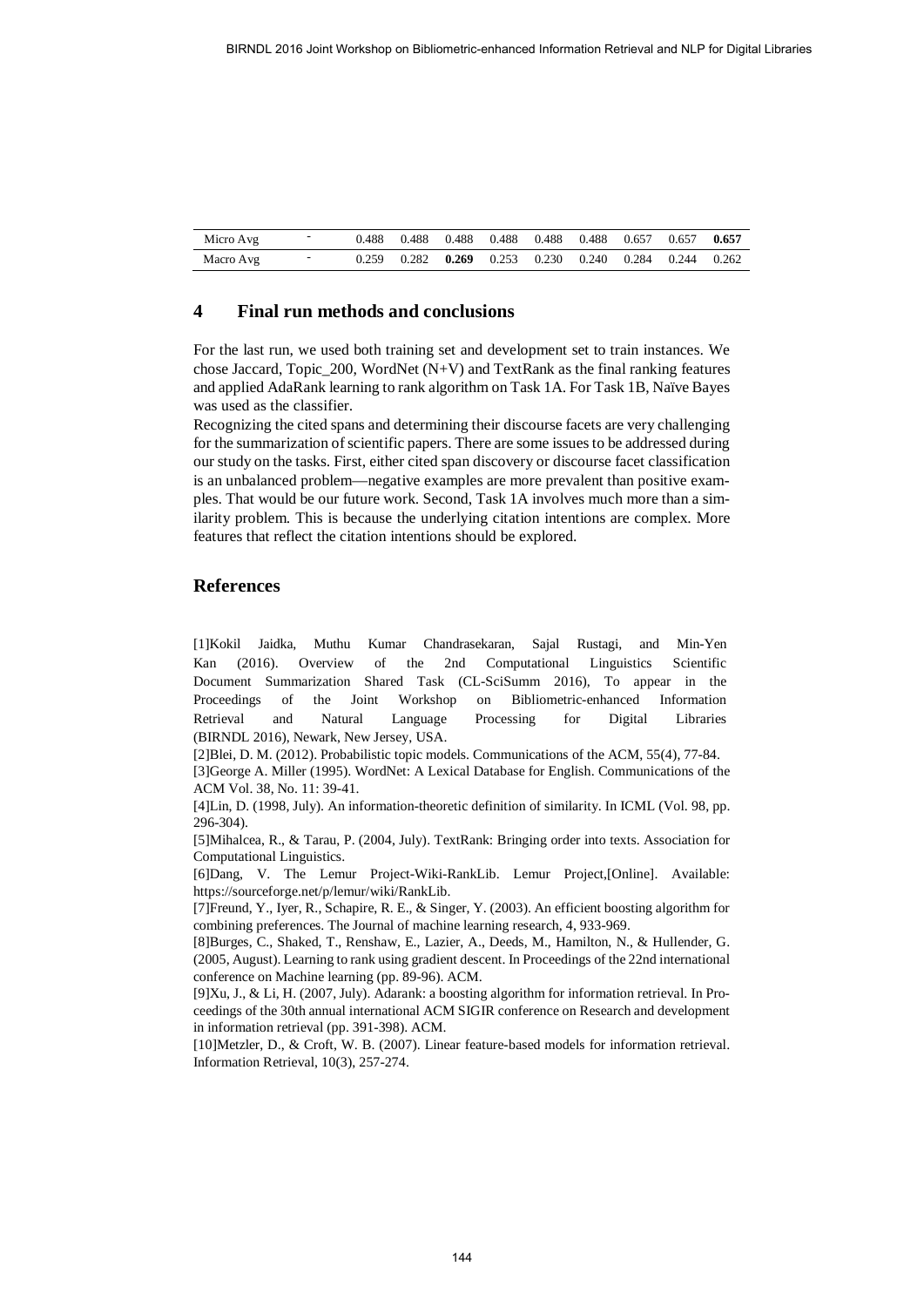| Micro Avg | - | 0.488 | 0.488 | 0.488 | 0.488 | 0.488 | 0.488 | 0.657 | 0.657 | **0.657** |
|---|---|---|---|---|---|---|---|---|---|---|
| Macro Avg | - | 0.259 | 0.282 | **0.269** | 0.253 | 0.230 | 0.240 | 0.284 | 0.244 | 0.262 |

## 4 Final run methods and conclusions

For the last run, we used both training set and development set to train instances. We chose Jaccard, Topic_200, WordNet (N+V) and TextRank as the final ranking features and applied AdaRank learning to rank algorithm on Task 1A. For Task 1B, Naïve Bayes was used as the classifier.

Recognizing the cited spans and determining their discourse facets are very challenging for the summarization of scientific papers. There are some issues to be addressed during our study on the tasks. First, either cited span discovery or discourse facet classification is an unbalanced problem—negative examples are more prevalent than positive examples. That would be our future work. Second, Task 1A involves much more than a similarity problem. This is because the underlying citation intentions are complex. More features that reflect the citation intentions should be explored.

## References

[1]Kokil Jaidka, Muthu Kumar Chandrasekaran, Sajal Rustagi, and Min-Yen Kan (2016). Overview of the 2nd Computational Linguistics Scientific Document Summarization Shared Task (CL-SciSumm 2016), To appear in the Proceedings of the Joint Workshop on Bibliometric-enhanced Information Retrieval and Natural Language Processing for Digital Libraries (BIRNDL 2016), Newark, New Jersey, USA.

[2]Blei, D. M. (2012). Probabilistic topic models. Communications of the ACM, 55(4), 77-84.

[3]George A. Miller (1995). WordNet: A Lexical Database for English. Communications of the ACM Vol. 38, No. 11: 39-41.

[4]Lin, D. (1998, July). An information-theoretic definition of similarity. In ICML (Vol. 98, pp. 296-304).

[5]Mihalcea, R., & Tarau, P. (2004, July). TextRank: Bringing order into texts. Association for Computational Linguistics.

[6]Dang, V. The Lemur Project-Wiki-RankLib. Lemur Project,[Online]. Available: https://sourceforge.net/p/lemur/wiki/RankLib.

[7]Freund, Y., Iyer, R., Schapire, R. E., & Singer, Y. (2003). An efficient boosting algorithm for combining preferences. The Journal of machine learning research, 4, 933-969.

[8]Burges, C., Shaked, T., Renshaw, E., Lazier, A., Deeds, M., Hamilton, N., & Hullender, G. (2005, August). Learning to rank using gradient descent. In Proceedings of the 22nd international conference on Machine learning (pp. 89-96). ACM.

[9]Xu, J., & Li, H. (2007, July). Adarank: a boosting algorithm for information retrieval. In Proceedings of the 30th annual international ACM SIGIR conference on Research and development in information retrieval (pp. 391-398). ACM.

[10]Metzler, D., & Croft, W. B. (2007). Linear feature-based models for information retrieval. Information Retrieval, 10(3), 257-274.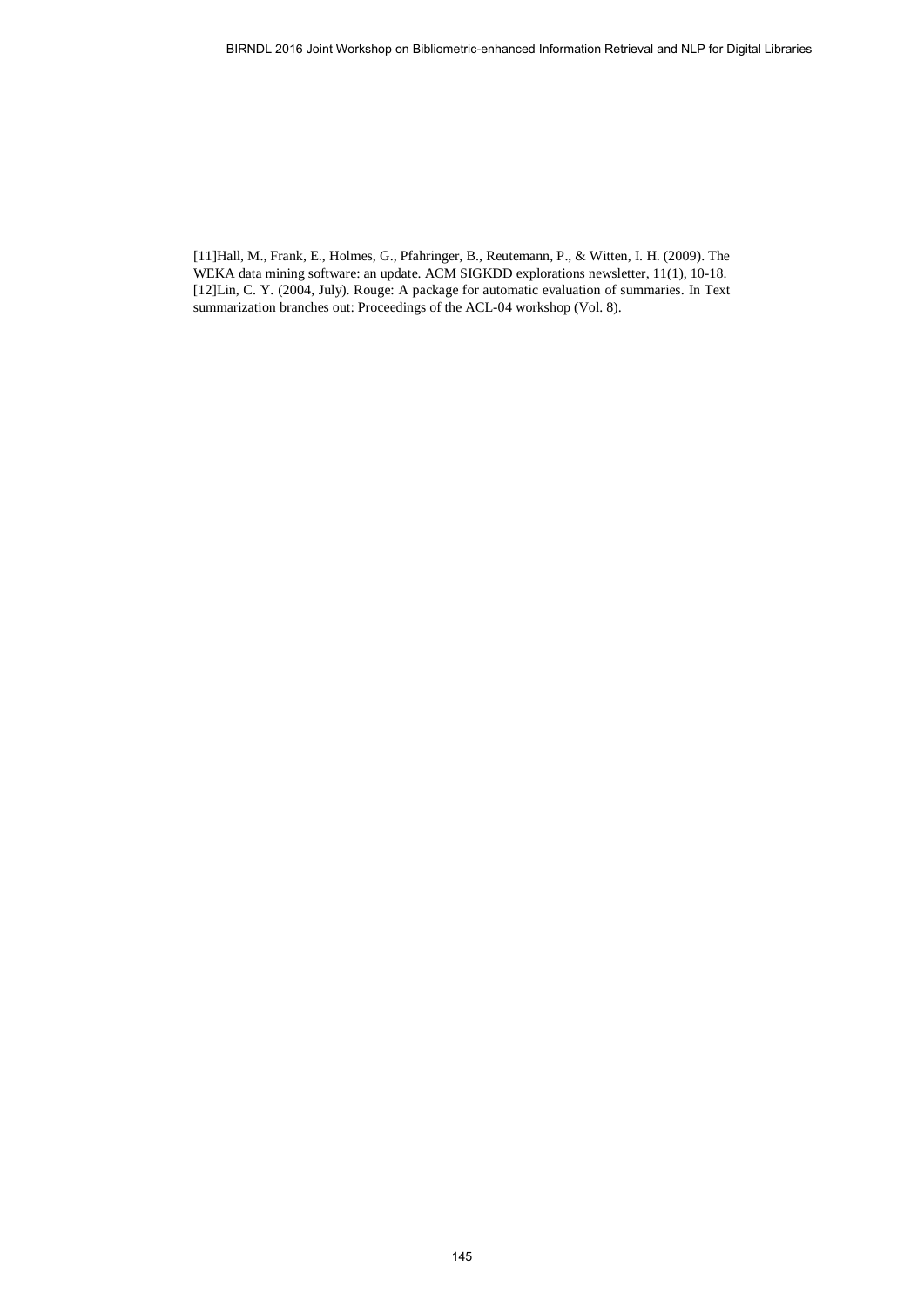[11]Hall, M., Frank, E., Holmes, G., Pfahringer, B., Reutemann, P., & Witten, I. H. (2009). The WEKA data mining software: an update. ACM SIGKDD explorations newsletter, 11(1), 10-18.
[12]Lin, C. Y. (2004, July). Rouge: A package for automatic evaluation of summaries. In Text summarization branches out: Proceedings of the ACL-04 workshop (Vol. 8).